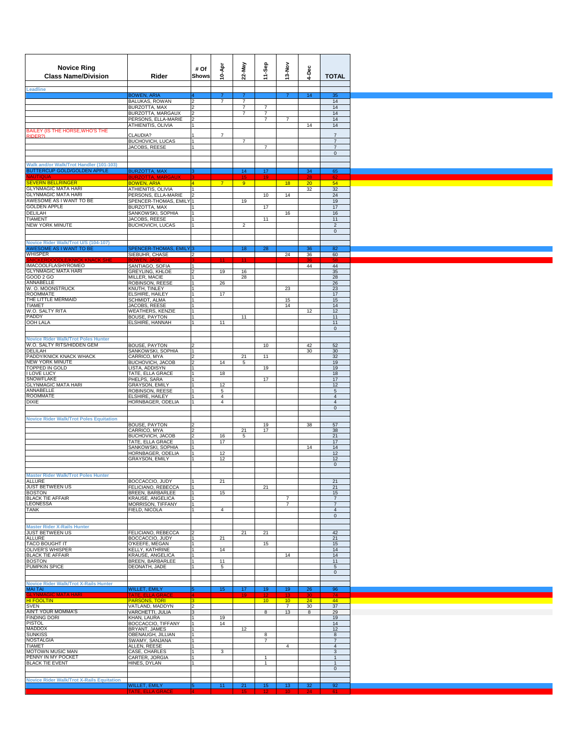| Novice Ring Class Name/Division | Rider | # Of Shows | 10-Apr | 22-May | 11-Sep | 13-Nov | 4-Dec | TOTAL |
|---|---|---|---|---|---|---|---|---|
| **Leadline** | | | | | | | | |
| | BOWEN, ARIA | 4 | 7 | 7 | | 7 | 14 | 35 |
| | BALUKAS, ROWAN | 2 | 7 | 7 | | | | 14 |
| | BURZOTTA, MAX | 2 | | 7 | 7 | | | 14 |
| | BURZOTTA, MARGAUX | 2 | | 7 | 7 | | | 14 |
| | PERSONS, ELLA-MARIE | 2 | | | 7 | 7 | | 14 |
| | ATHIENITIS, OLIVIA | 1 | | | | | 14 | 14 |
| BAILEY (IS THE HORSE,WHO'S THE RIDER?) | CLAUDIA? | 1 | 7 | | | | | 7 |
| | BUCHOVICH, LUCAS | 1 | | 7 | | | | 7 |
| | JACOBS, REESE | 1 | | | 7 | | | 7 |
| | | | | | | | | 0 |
| **Walk and/or Walk/Trot Handler (101-103)** | | | | | | | | |
| BUTTERCUP GOLD/GOLDEN APPLE | BURZOTTA, MAX | 3 | | 14 | 17 | | 34 | 65 |
| NAUTIQUA | BURZOTTA, MARGAUX | 3 | | 15 | 19 | | 28 | 62 |
| SEVERN BELLRINGER | BOWEN, ARIA | 4 | 7 | 9 | | 18 | 20 | 54 |
| GLYNMAGIC MATA HARI | ATHIENITIS, OLIVIA | 1 | | | | | 32 | 32 |
| GLYNMAGIC MATA HARI | PERSONS, ELLA-MARIE | 2 | | | 10 | 14 | | 24 |
| AWESOME AS I WANT TO BE | SPENCER-THOMAS, EMILY | 1 | | 19 | | | | 19 |
| GOLDEN APPLE | BURZOTTA, MAX | 1 | | | 17 | | | 17 |
| DELILAH | SANKOWSKI, SOPHIA | 1 | | | | 16 | | 16 |
| TIAMENT | JACOBS, REESE | 1 | | | 11 | | | 11 |
| NEW YORK MINUTE | BUCHOVICH, LUCAS | 1 | | 2 | | | | 2 |
| | | | | | | | | 0 |
| **Novice Rider Walk/Trot U/S (104-107)** | | | | | | | | |
| AWESOME AS I WANT TO BE | SPENCER-THOMAS, EMILY | 3 | | 18 | 28 | | 36 | 82 |
| WHISPER | SIEBUHR, CHASE | 2 | | | | 24 | 36 | 60 |
| SNICKERDOODLE/KNICK KNACK SHE | BOWEN, JASE | 3 | 11 | 11 | | | 36 | 58 |
| IMACOOLFLASHYROMEO | SANTIAGO, SOFIA | 1 | | | | | 44 | 44 |
| GLYNMAGIC MATA HARI | GREYLING, KHLOE | 2 | 19 | 16 | | | | 35 |
| GOOD 2 GO | MILLER, MACIE | 1 | | 28 | | | | 28 |
| ANNABELLE | ROBINSON, REESE | 1 | 26 | | | | | 26 |
| W. O. MOONSTRUCK | KNUTH, TINLEY | 1 | | | | 23 | | 23 |
| ROOMMATE | ELSHIRE, HAILEY | 1 | 17 | | | | | 17 |
| THE LITTLE MERMAID | SCHMIDT, ALMA | 1 | | | | 15 | | 15 |
| TIAMET | JACOBS, REESE | 1 | | | | 14 | | 14 |
| W.O. SALTY RITA | WEATHERS, KENZIE | 1 | | | | | 12 | 12 |
| PADDY | BOUSE, PAYTON | 1 | | 11 | | | | 11 |
| OOH LALA | ELSHIRE, HANNAH | 1 | 11 | | | | | 11 |
| | | | | | | | | 0 |
| **Novice Rider Walk/Trot Poles Hunter** | | | | | | | | |
| W.O. SALTY RITS/HIDDEN GEM | BOUSE, PAYTON | 2 | | | 10 | | 42 | 52 |
| DELILAH | SANKOWSKI, SOPHIA | 1 | | | | | 30 | 30 |
| PADDY/KNICK KNACK WHACK | CARRICO, MYA | 2 | | 21 | 11 | | | 32 |
| NEW YORK MINUTE | BUCHOVICH, JACOB | 2 | 14 | 5 | | | | 19 |
| TOPPED IN GOLD | LISTA, ADDISYN | 1 | | | 19 | | | 19 |
| I LOVE LUCY | TATE, ELLA GRACE | 1 | 18 | | | | | 18 |
| SNOWFLAKE | PHELPS, SARA | 1 | | | 17 | | | 17 |
| GLYNMAGIC MATA HARI | GRAYSON, EMILY | 1 | 12 | | | | | 12 |
| ANNABELLE | ROBINSON, REESE | 1 | 5 | | | | | 5 |
| ROOMMATE | ELSHIRE, HAILEY | 1 | 4 | | | | | 4 |
| DIXIE | HORNBAGER, ODELIA | 1 | 4 | | | | | 4 |
| | | | | | | | | 0 |
| **Novice Rider Walk/Trot Poles Equitation** | | | | | | | | |
| | BOUSE, PAYTON | 2 | | | 19 | | 38 | 57 |
| | CARRICO, MYA | 2 | | 21 | 17 | | | 38 |
| | BUCHOVICH, JACOB | 2 | 16 | 5 | | | | 21 |
| | TATE, ELLA GRACE | 1 | 17 | | | | | 17 |
| | SANKOWSKI, SOPHIA | 1 | | | | | 14 | 14 |
| | HORNBAGER, ODELIA | 1 | 12 | | | | | 12 |
| | GRAYSON, EMILY | 1 | 12 | | | | | 12 |
| | | | | | | | | 0 |
| **Master Rider Walk/Trot Poles Hunter** | | | | | | | | |
| ALLURE | BOCCACCIO, JUDY | 1 | 21 | | | | | 21 |
| JUST BETWEEN US | FELICIANO, REBECCA | 1 | | | 21 | | | 21 |
| BOSTON | BREEN, BARBARLEE | 1 | 15 | | | | | 15 |
| BLACK TIE AFFAIR | KRAUSE, ANGELICA | 1 | | | | 7 | | 7 |
| LEONESSA | MORRISON, TIFFANY | 1 | | | | 7 | | 7 |
| TANK | FIELD, NICOLA | 1 | 4 | | | | | 4 |
| | | | | | | | | 0 |
| **Master Rider X-Rails Hunter** | | | | | | | | |
| JUST BETWEEN US | FELICIANO, REBECCA | 2 | | 21 | 21 | | | 42 |
| ALLURE | BOCCACCIO, JUDY | 1 | 21 | | | | | 21 |
| TACO BOUGHT IT | O'KEEFE, MEGAN | 1 | | | 15 | | | 15 |
| OLIVER'S WHISPER | KELLY, KATHRINE | 1 | 14 | | | | | 14 |
| BLACK TIE AFFAIR | KRAUSE, ANGELICA | 1 | | | | 14 | | 14 |
| BOSTON | BREEN, BARBARLEE | 1 | 11 | | | | | 11 |
| PUMPKIN SPICE | DEONATH, JADE | 1 | 5 | | | | | 5 |
| | | | | | | | | 0 |
| **Novice Rider Walk/Trot X-Rails Hunter** | | | | | | | | |
| MAI TAI | WILLET, EMILY | 5 | 15 | 17 | 19 | 19 | 26 | 96 |
| GLYNMAGIC MATA HARI | TATE, ELLA GRACE | 4 | | 19 | 12 | 13 | 30 | 74 |
| HI FOOLTIN | PARSONS, TORI | 3 | | | 10 | 10 | 24 | 44 |
| SVEN | VATLAND, MADDYN | 2 | | | | 7 | 30 | 37 |
| AIN'T YOUR MOMMA'S | VARCHETTI, JULIA | 3 | | | 8 | 13 | 8 | 29 |
| FINDING DORI | KHAN, LAURA | 1 | 19 | | | | | 19 |
| PISTOL | BOCCACCIO, TIFFANY | 1 | 14 | | | | | 14 |
| MADDOX | BRYANT, JAMES | 1 | | 12 | | | | 12 |
| SUNKISS | OBENAUGH, JILLIAN | 1 | | | 8 | | | 8 |
| NOSTALGIA | SWAMY, SANJANA | 1 | | | 7 | | | 7 |
| TIAMET | ALLEN, REESE | 1 | | | | 4 | | 4 |
| MOTOWN MUSIC MAN | CASE, CHARLES | 1 | 3 | | | | | 3 |
| PENNY IN MY POCKET | CARTER, JORGIA | 1 | | | 1 | | | 1 |
| BLACK TIE EVENT | HINES, DYLAN | 1 | | | 1 | | | 1 |
| | | | | | | | | 0 |
| **Novice Rider Walk/Trot X-Rails Equitation** | | | | | | | | |
| | WILLET, EMILY | 5 | 11 | 21 | 15 | 13 | 32 | 92 |
| | TATE, ELLA GRACE | 4 | | 15 | 12 | 10 | 24 | 61 |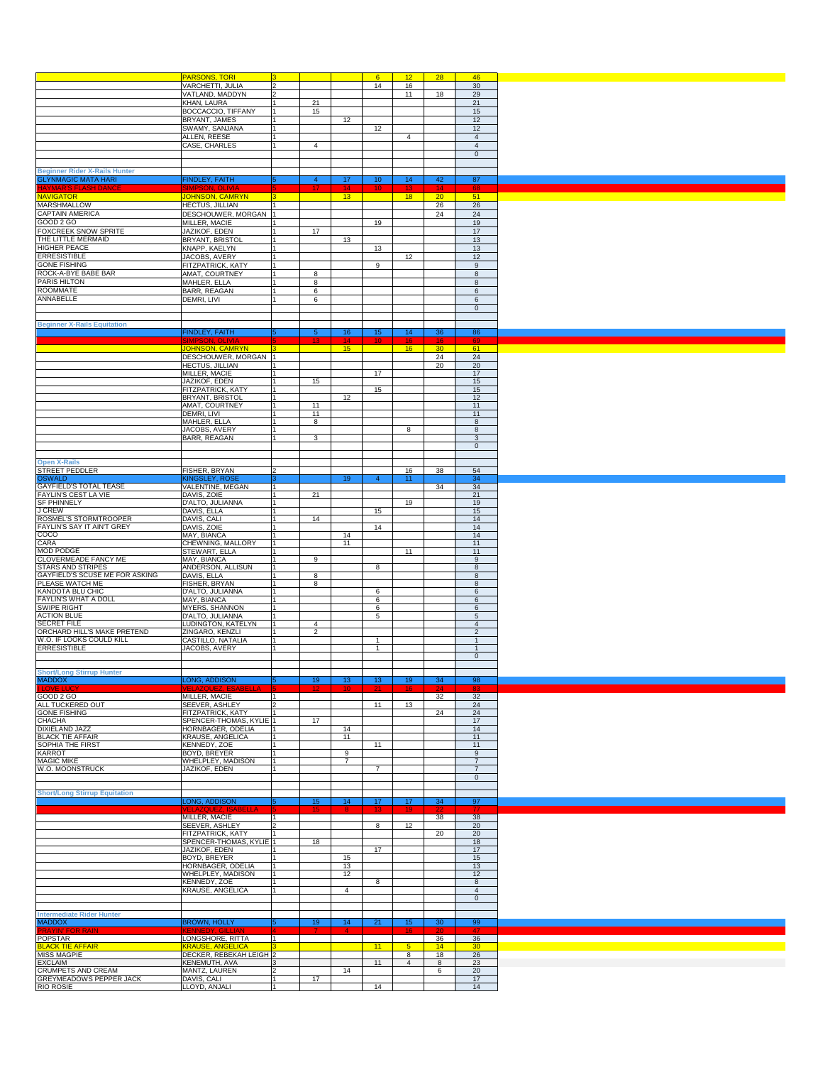| | | | | | | | | |
|---|---|---|---|---|---|---|---|---|
| | PARSONS, TORI | 3 | | | 6 | 12 | 28 | 46 |
| | VARCHETTI, JULIA | 2 | | | 14 | 16 | | 30 |
| | VATLAND, MADDYN | 2 | | | | 11 | 18 | 29 |
| | KHAN, LAURA | 1 | 21 | | | | | 21 |
| | BOCCACCIO, TIFFANY | 1 | 15 | | | | | 15 |
| | BRYANT, JAMES | 1 | | 12 | | | | 12 |
| | SWAMY, SANJANA | 1 | | | 12 | | | 12 |
| | ALLEN, REESE | 1 | | | | 4 | | 4 |
| | CASE, CHARLES | 1 | 4 | | | | | 4 |
| | | | | | | | | 0 |
| | | | | | | | | |
| **Beginner Rider X-Rails Hunter** | | | | | | | | |
| GLYNMAGIC MATA HARI | FINDLEY, FAITH | 5 | 4 | 17 | 10 | 14 | 42 | 87 |
| HAYMAR'S FLASH DANCE | SIMPSON, OLIVIA | 5 | 17 | 14 | 10 | 13 | 14 | 68 |
| NAVIGATOR | JOHNSON, CAMRYN | 3 | | 13 | | 18 | 20 | 51 |
| MARSHMALLOW | HECTUS, JILLIAN | 1 | | | | | 26 | 26 |
| CAPTAIN AMERICA | DESCHOUWER, MORGAN | 1 | | | | | 24 | 24 |
| GOOD 2 GO | MILLER, MACIE | 1 | | | 19 | | | 19 |
| FOXCREEK SNOW SPRITE | JAZIKOF, EDEN | 1 | 17 | | | | | 17 |
| THE LITTLE MERMAID | BRYANT, BRISTOL | 1 | | 13 | | | | 13 |
| HIGHER PEACE | KNAPP, KAELYN | 1 | | | 13 | | | 13 |
| ERRESISTIBLE | JACOBS, AVERY | 1 | | | | 12 | | 12 |
| GONE FISHING | FITZPATRICK, KATY | 1 | | | 9 | | | 9 |
| ROCK-A-BYE BABE BAR | AMAT, COURTNEY | 1 | 8 | | | | | 8 |
| PARIS HILTON | MAHLER, ELLA | 1 | 8 | | | | | 8 |
| ROOMMATE | BARR, REAGAN | 1 | 6 | | | | | 6 |
| ANNABELLE | DEMRI, LIVI | 1 | 6 | | | | | 6 |
| | | | | | | | | 0 |
| | | | | | | | | |
| **Beginner X-Rails Equitation** | | | | | | | | |
| | FINDLEY, FAITH | 5 | 5 | 16 | 15 | 14 | 36 | 86 |
| | SIMPSON, OLIVIA | 5 | 13 | 14 | 10 | 16 | 16 | 69 |
| | JOHNSON, CAMRYN | 3 | | 15 | | 16 | 30 | 61 |
| | DESCHOUWER, MORGAN | 1 | | | | | 24 | 24 |
| | HECTUS, JILLIAN | 1 | | | | | 20 | 20 |
| | MILLER, MACIE | 1 | | | 17 | | | 17 |
| | JAZIKOF, EDEN | 1 | 15 | | | | | 15 |
| | FITZPATRICK, KATY | 1 | | | 15 | | | 15 |
| | BRYANT, BRISTOL | 1 | | 12 | | | | 12 |
| | AMAT, COURTNEY | 1 | 11 | | | | | 11 |
| | DEMRI, LIVI | 1 | 11 | | | | | 11 |
| | MAHLER, ELLA | 1 | 8 | | | | | 8 |
| | JACOBS, AVERY | 1 | | | | 8 | | 8 |
| | BARR, REAGAN | 1 | 3 | | | | | 3 |
| | | | | | | | | 0 |
| | | | | | | | | |
| **Open X-Rails** | | | | | | | | |
| STREET PEDDLER | FISHER, BRYAN | 2 | | | | 16 | 38 | 54 |
| OSWALD | KINGSLEY, ROSE | 3 | | 19 | 4 | 11 | | 34 |
| GAYFIELD'S TOTAL TEASE | VALENTINE, MEGAN | 1 | | | | | 34 | 34 |
| FAYLIN'S CEST LA VIE | DAVIS, ZOIE | 1 | 21 | | | | | 21 |
| SF PHINNELY | D'ALTO, JULIANNA | 1 | | | | 19 | | 19 |
| J CREW | DAVIS, ELLA | 1 | | | 15 | | | 15 |
| ROSMEL'S STORMTROOPER | DAVIS, CALI | 1 | 14 | | | | | 14 |
| FAYLIN'S SAY IT AIN'T GREY | DAVIS, ZOIE | 1 | | | 14 | | | 14 |
| COCO | MAY, BIANCA | 1 | | 14 | | | | 14 |
| CARA | CHEWNING, MALLORY | 1 | | 11 | | | | 11 |
| MOD PODGE | STEWART, ELLA | 1 | | | | 11 | | 11 |
| CLOVERMEADE FANCY ME | MAY, BIANCA | 1 | 9 | | | | | 9 |
| STARS AND STRIPES | ANDERSON, ALLISUN | 1 | | | 8 | | | 8 |
| GAYFIELD'S SCUSE ME FOR ASKING | DAVIS, ELLA | 1 | 8 | | | | | 8 |
| PLEASE WATCH ME | FISHER, BRYAN | 1 | 8 | | | | | 8 |
| KANDOTA BLU CHIC | D'ALTO, JULIANNA | 1 | | | 6 | | | 6 |
| FAYLIN'S WHAT A DOLL | MAY, BIANCA | 1 | | | 6 | | | 6 |
| SWIPE RIGHT | MYERS, SHANNON | 1 | | | 6 | | | 6 |
| ACTION BLUE | D'ALTO, JULIANNA | 1 | | | 5 | | | 5 |
| SECRET FILE | LUDINGTON, KATELYN | 1 | 4 | | | | | 4 |
| ORCHARD HILL'S MAKE PRETEND | ZINGARO, KENZLI | 1 | 2 | | | | | 2 |
| W.O. IF LOOKS COULD KILL | CASTILLO, NATALIA | 1 | | | 1 | | | 1 |
| ERRESISTIBLE | JACOBS, AVERY | 1 | | | 1 | | | 1 |
| | | | | | | | | 0 |
| | | | | | | | | |
| **Short/Long Stirrup Hunter** | | | | | | | | |
| MADDOX | LONG, ADDISON | 5 | 19 | 13 | 13 | 19 | 34 | 98 |
| I LOVE LUCY | VELAZQUEZ, ESABELLA | 5 | 12 | 10 | 21 | 16 | 24 | 83 |
| GOOD 2 GO | MILLER, MACIE | 1 | | | | | 32 | 32 |
| ALL TUCKERED OUT | SEEVER, ASHLEY | 2 | | | 11 | 13 | | 24 |
| GONE FISHING | FITZPATRICK, KATY | 1 | | | | | 24 | 24 |
| CHACHA | SPENCER-THOMAS, KYLIE | 1 | 17 | | | | | 17 |
| DIXIELAND JAZZ | HORNBAGER, ODELIA | 1 | | 14 | | | | 14 |
| BLACK TIE AFFAIR | KRAUSE, ANGELICA | 1 | | 11 | | | | 11 |
| SOPHIA THE FIRST | KENNEDY, ZOE | 1 | | | 11 | | | 11 |
| KARROT | BOYD, BREYER | 1 | | 9 | | | | 9 |
| MAGIC MIKE | WHELPLEY, MADISON | 1 | | 7 | | | | 7 |
| W.O. MOONSTRUCK | JAZIKOF, EDEN | 1 | | | 7 | | | 7 |
| | | | | | | | | 0 |
| | | | | | | | | |
| **Short/Long Stirrup Equitation** | | | | | | | | |
| | LONG, ADDISON | 5 | 15 | 14 | 17 | 17 | 34 | 97 |
| | VELAZQUEZ, ISABELLA | 5 | 15 | 8 | 13 | 19 | 22 | 77 |
| | MILLER, MACIE | 1 | | | | | 38 | 38 |
| | SEEVER, ASHLEY | 2 | | | 8 | 12 | | 20 |
| | FITZPATRICK, KATY | 1 | | | | | 20 | 20 |
| | SPENCER-THOMAS, KYLIE | 1 | 18 | | | | | 18 |
| | JAZIKOF, EDEN | 1 | | | 17 | | | 17 |
| | BOYD, BREYER | 1 | | 15 | | | | 15 |
| | HORNBAGER, ODELIA | 1 | | 13 | | | | 13 |
| | WHELPLEY, MADISON | 1 | | 12 | | | | 12 |
| | KENNEDY, ZOE | 1 | | | 8 | | | 8 |
| | KRAUSE, ANGELICA | 1 | | 4 | | | | 4 |
| | | | | | | | | 0 |
| | | | | | | | | |
| **Intermediate Rider Hunter** | | | | | | | | |
| MADDOX | BROWN, HOLLY | 5 | 19 | 14 | 21 | 15 | 30 | 99 |
| PRAYIN' FOR RAIN | KENNEDY, GILLIAN | 4 | 7 | 4 | | 16 | 20 | 47 |
| POPSTAR | LONGSHORE, RITTA | 1 | | | | | 36 | 36 |
| BLACK TIE AFFAIR | KRAUSE, ANGELICA | 3 | | | 11 | 5 | 14 | 30 |
| MISS MAGPIE | DECKER, REBEKAH LEIGH | 2 | | | | 8 | 18 | 26 |
| EXCLAIM | KENEMUTH, AVA | 3 | | | 11 | 4 | 8 | 23 |
| CRUMPETS AND CREAM | MANTZ, LAUREN | 2 | | 14 | | | 6 | 20 |
| GREYMEADOWS PEPPER JACK | DAVIS, CALI | 1 | 17 | | | | | 17 |
| RIO ROSIE | LLOYD, ANJALI | 1 | | | 14 | | | 14 |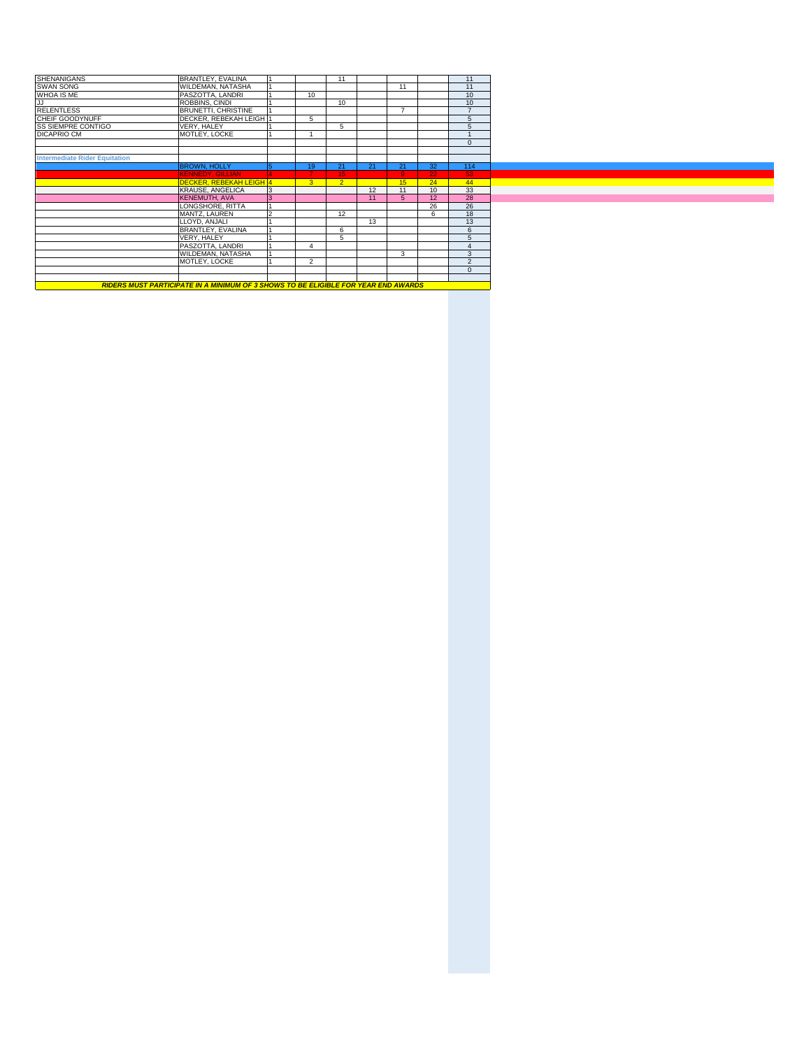| | | | | | | | | | |
|---|---|---|---|---|---|---|---|---|---|
| SHENANIGANS | BRANTLEY, EVALINA | 1 | | 11 | | | | 11 |
| SWAN SONG | WILDEMAN, NATASHA | 1 | | | | 11 | | 11 |
| WHOA IS ME | PASZOTTA, LANDRI | 1 | 10 | | | | | 10 |
| JJ | ROBBINS, CINDI | 1 | | 10 | | | | 10 |
| RELENTLESS | BRUNETTI, CHRISTINE | 1 | | | | 7 | | 7 |
| CHEIF GOODYNUFF | DECKER, REBEKAH LEIGH | 1 | 5 | | | | | 5 |
| SS SIEMPRE CONTIGO | VERY, HALEY | 1 | | 5 | | | | 5 |
| DICAPRIO CM | MOTLEY, LOCKE | 1 | 1 | | | | | 1 |
| | | | | | | | | 0 |
| | | | | | | | | |
| **Intermediate Rider Equitation** | | | | | | | | |
| | BROWN, HOLLY | 5 | 19 | 21 | 21 | 21 | 32 | 114 |
| | KENNEDY, GILLIAN | 4 | 7 | 15 | | 9 | 22 | 53 |
| | DECKER, REBEKAH LEIGH | 4 | 3 | 2 | | 15 | 24 | 44 |
| | KRAUSE, ANGELICA | 3 | | | 12 | 11 | 10 | 33 |
| | KENEMUTH, AVA | 3 | | | 11 | 5 | 12 | 28 |
| | LONGSHORE, RITTA | 1 | | | | | 26 | 26 |
| | MANTZ, LAUREN | 2 | | 12 | | | 6 | 18 |
| | LLOYD, ANJALI | 1 | | | 13 | | | 13 |
| | BRANTLEY, EVALINA | 1 | | 6 | | | | 6 |
| | VERY, HALEY | 1 | | 5 | | | | 5 |
| | PASZOTTA, LANDRI | 1 | 4 | | | | | 4 |
| | WILDEMAN, NATASHA | 1 | | | | 3 | | 3 |
| | MOTLEY, LOCKE | 1 | 2 | | | | | 2 |
| | | | | | | | | 0 |
| | | | | | | | | |

***RIDERS MUST PARTICIPATE IN A MINIMUM OF 3 SHOWS TO BE ELIGIBLE FOR YEAR END AWARDS***